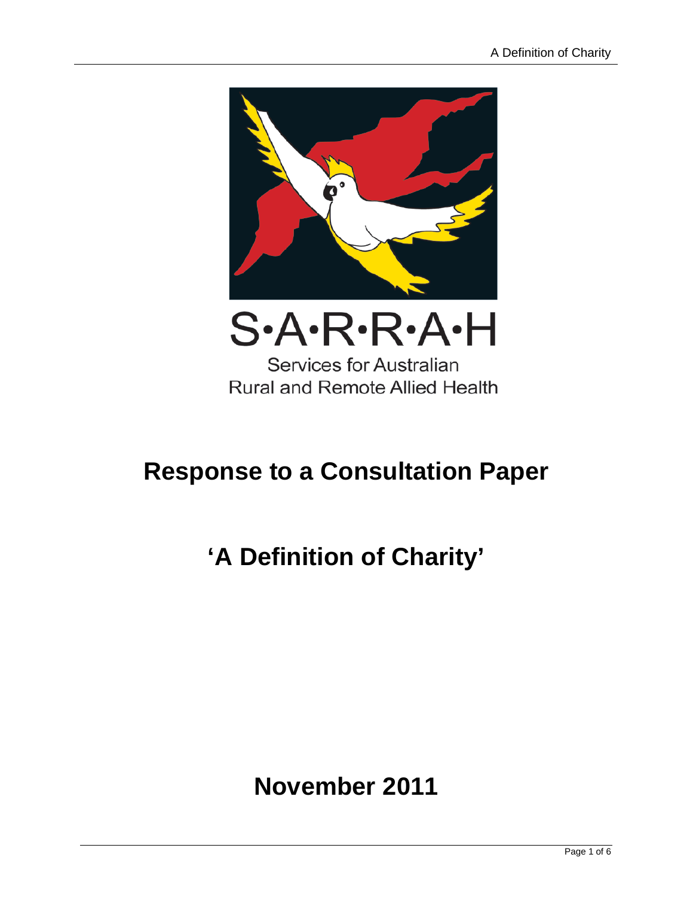S·A·R·R·A·H

Services for Australian Rural and Remote Allied Health

# Response to a Consultation Paper

# 'A Definition of Charity'

## November 2011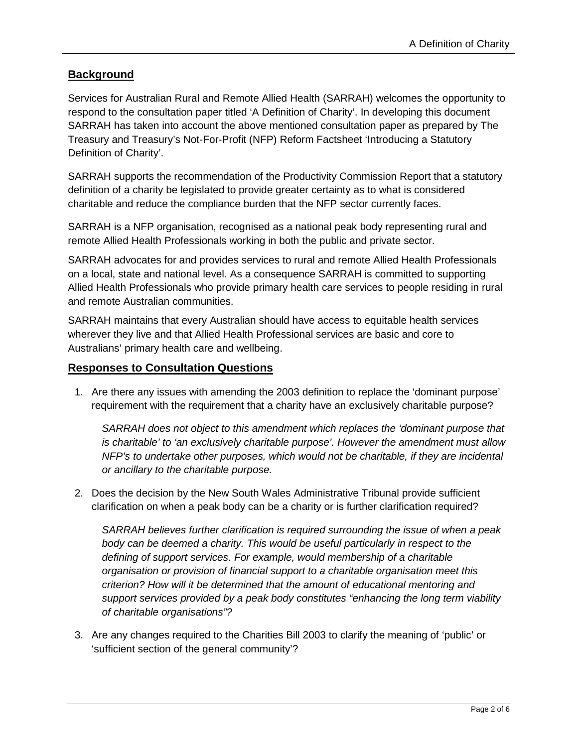## Background

Services for Australian Rural and Remote Allied Health (SARRAH) welcomes the opportunity to respond to the consultation paper titled 'A Definition of Charity'. In developing this document SARRAH has taken into account the above mentioned consultation paper as prepared by The Treasury and Treasury's Not-For-Profit (NFP) Reform Factsheet 'Introducing a Statutory Definition of Charity'.

SARRAH supports the recommendation of the Productivity Commission Report that a statutory definition of a charity be legislated to provide greater certainty as to what is considered charitable and reduce the compliance burden that the NFP sector currently faces.

SARRAH is a NFP organisation, recognised as a national peak body representing rural and remote Allied Health Professionals working in both the public and private sector.

SARRAH advocates for and provides services to rural and remote Allied Health Professionals on a local, state and national level. As a consequence SARRAH is committed to supporting Allied Health Professionals who provide primary health care services to people residing in rural and remote Australian communities.

SARRAH maintains that every Australian should have access to equitable health services wherever they live and that Allied Health Professional services are basic and core to Australians' primary health care and wellbeing.

## Responses to Consultation Questions

1. Are there any issues with amending the 2003 definition to replace the 'dominant purpose' requirement with the requirement that a charity have an exclusively charitable purpose?

   *SARRAH does not object to this amendment which replaces the 'dominant purpose that is charitable' to 'an exclusively charitable purpose'. However the amendment must allow NFP's to undertake other purposes, which would not be charitable, if they are incidental or ancillary to the charitable purpose.*

2. Does the decision by the New South Wales Administrative Tribunal provide sufficient clarification on when a peak body can be a charity or is further clarification required?

   *SARRAH believes further clarification is required surrounding the issue of when a peak body can be deemed a charity. This would be useful particularly in respect to the defining of support services. For example, would membership of a charitable organisation or provision of financial support to a charitable organisation meet this criterion? How will it be determined that the amount of educational mentoring and support services provided by a peak body constitutes "enhancing the long term viability of charitable organisations"?*

3. Are any changes required to the Charities Bill 2003 to clarify the meaning of 'public' or 'sufficient section of the general community'?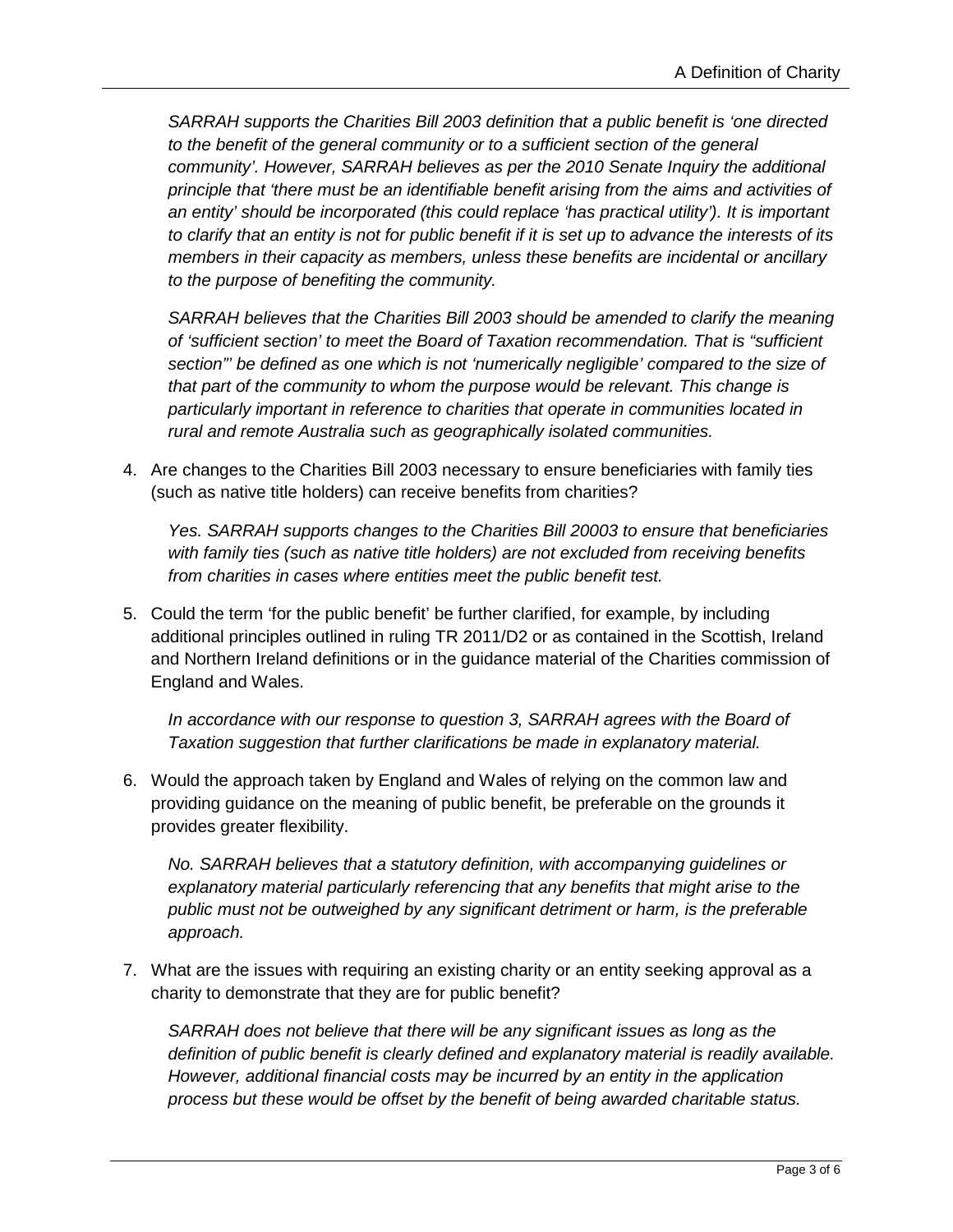*SARRAH supports the Charities Bill 2003 definition that a public benefit is 'one directed to the benefit of the general community or to a sufficient section of the general community'. However, SARRAH believes as per the 2010 Senate Inquiry the additional principle that 'there must be an identifiable benefit arising from the aims and activities of an entity' should be incorporated (this could replace 'has practical utility'). It is important to clarify that an entity is not for public benefit if it is set up to advance the interests of its members in their capacity as members, unless these benefits are incidental or ancillary to the purpose of benefiting the community.*

*SARRAH believes that the Charities Bill 2003 should be amended to clarify the meaning of 'sufficient section' to meet the Board of Taxation recommendation. That is "sufficient section"' be defined as one which is not 'numerically negligible' compared to the size of that part of the community to whom the purpose would be relevant. This change is particularly important in reference to charities that operate in communities located in rural and remote Australia such as geographically isolated communities.*

4. Are changes to the Charities Bill 2003 necessary to ensure beneficiaries with family ties (such as native title holders) can receive benefits from charities?

   *Yes. SARRAH supports changes to the Charities Bill 20003 to ensure that beneficiaries with family ties (such as native title holders) are not excluded from receiving benefits from charities in cases where entities meet the public benefit test.*

5. Could the term 'for the public benefit' be further clarified, for example, by including additional principles outlined in ruling TR 2011/D2 or as contained in the Scottish, Ireland and Northern Ireland definitions or in the guidance material of the Charities commission of England and Wales.

   *In accordance with our response to question 3, SARRAH agrees with the Board of Taxation suggestion that further clarifications be made in explanatory material.*

6. Would the approach taken by England and Wales of relying on the common law and providing guidance on the meaning of public benefit, be preferable on the grounds it provides greater flexibility.

   *No. SARRAH believes that a statutory definition, with accompanying guidelines or explanatory material particularly referencing that any benefits that might arise to the public must not be outweighed by any significant detriment or harm, is the preferable approach.*

7. What are the issues with requiring an existing charity or an entity seeking approval as a charity to demonstrate that they are for public benefit?

   *SARRAH does not believe that there will be any significant issues as long as the definition of public benefit is clearly defined and explanatory material is readily available. However, additional financial costs may be incurred by an entity in the application process but these would be offset by the benefit of being awarded charitable status.*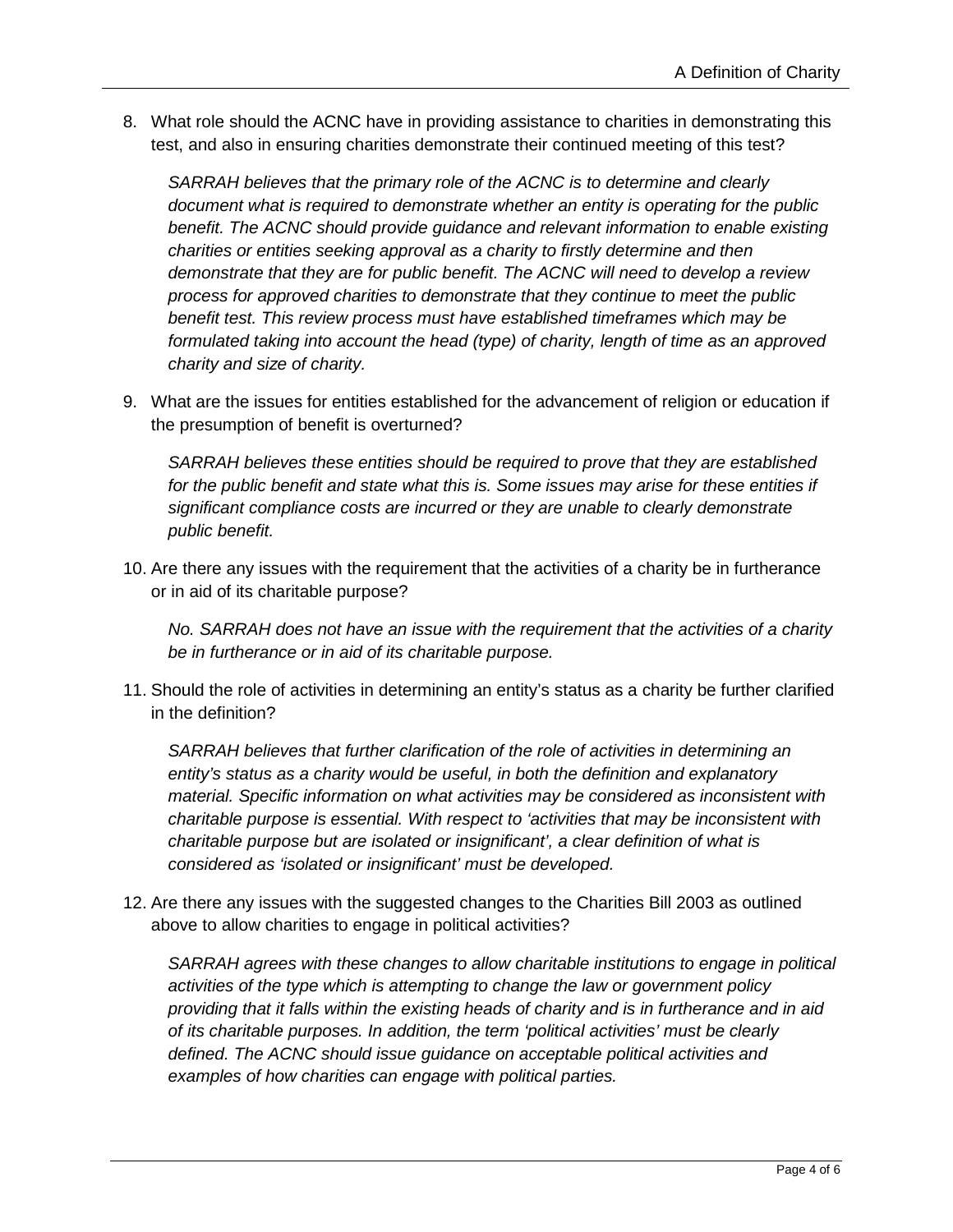8. What role should the ACNC have in providing assistance to charities in demonstrating this test, and also in ensuring charities demonstrate their continued meeting of this test?

   *SARRAH believes that the primary role of the ACNC is to determine and clearly document what is required to demonstrate whether an entity is operating for the public benefit. The ACNC should provide guidance and relevant information to enable existing charities or entities seeking approval as a charity to firstly determine and then demonstrate that they are for public benefit. The ACNC will need to develop a review process for approved charities to demonstrate that they continue to meet the public benefit test. This review process must have established timeframes which may be formulated taking into account the head (type) of charity, length of time as an approved charity and size of charity.*

9. What are the issues for entities established for the advancement of religion or education if the presumption of benefit is overturned?

   *SARRAH believes these entities should be required to prove that they are established for the public benefit and state what this is. Some issues may arise for these entities if significant compliance costs are incurred or they are unable to clearly demonstrate public benefit.*

10. Are there any issues with the requirement that the activities of a charity be in furtherance or in aid of its charitable purpose?

    *No. SARRAH does not have an issue with the requirement that the activities of a charity be in furtherance or in aid of its charitable purpose.*

11. Should the role of activities in determining an entity's status as a charity be further clarified in the definition?

    *SARRAH believes that further clarification of the role of activities in determining an entity's status as a charity would be useful, in both the definition and explanatory material. Specific information on what activities may be considered as inconsistent with charitable purpose is essential. With respect to 'activities that may be inconsistent with charitable purpose but are isolated or insignificant', a clear definition of what is considered as 'isolated or insignificant' must be developed.*

12. Are there any issues with the suggested changes to the Charities Bill 2003 as outlined above to allow charities to engage in political activities?

    *SARRAH agrees with these changes to allow charitable institutions to engage in political activities of the type which is attempting to change the law or government policy providing that it falls within the existing heads of charity and is in furtherance and in aid of its charitable purposes. In addition, the term 'political activities' must be clearly defined. The ACNC should issue guidance on acceptable political activities and examples of how charities can engage with political parties.*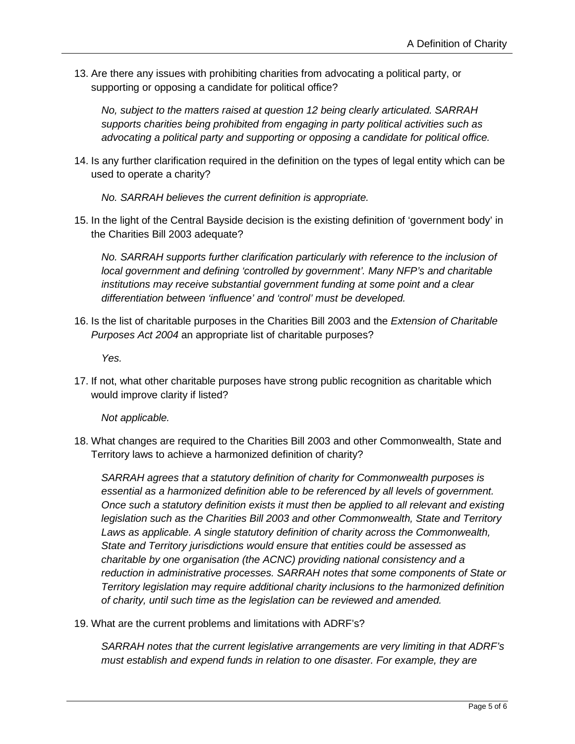13. Are there any issues with prohibiting charities from advocating a political party, or supporting or opposing a candidate for political office?

    *No, subject to the matters raised at question 12 being clearly articulated. SARRAH supports charities being prohibited from engaging in party political activities such as advocating a political party and supporting or opposing a candidate for political office.*

14. Is any further clarification required in the definition on the types of legal entity which can be used to operate a charity?

    *No. SARRAH believes the current definition is appropriate.*

15. In the light of the Central Bayside decision is the existing definition of 'government body' in the Charities Bill 2003 adequate?

    *No. SARRAH supports further clarification particularly with reference to the inclusion of local government and defining 'controlled by government'. Many NFP's and charitable institutions may receive substantial government funding at some point and a clear differentiation between 'influence' and 'control' must be developed.*

16. Is the list of charitable purposes in the Charities Bill 2003 and the *Extension of Charitable Purposes Act 2004* an appropriate list of charitable purposes?

    *Yes.*

17. If not, what other charitable purposes have strong public recognition as charitable which would improve clarity if listed?

    *Not applicable.*

18. What changes are required to the Charities Bill 2003 and other Commonwealth, State and Territory laws to achieve a harmonized definition of charity?

    *SARRAH agrees that a statutory definition of charity for Commonwealth purposes is essential as a harmonized definition able to be referenced by all levels of government. Once such a statutory definition exists it must then be applied to all relevant and existing legislation such as the Charities Bill 2003 and other Commonwealth, State and Territory Laws as applicable. A single statutory definition of charity across the Commonwealth, State and Territory jurisdictions would ensure that entities could be assessed as charitable by one organisation (the ACNC) providing national consistency and a reduction in administrative processes. SARRAH notes that some components of State or Territory legislation may require additional charity inclusions to the harmonized definition of charity, until such time as the legislation can be reviewed and amended.*

19. What are the current problems and limitations with ADRF's?

    *SARRAH notes that the current legislative arrangements are very limiting in that ADRF's must establish and expend funds in relation to one disaster. For example, they are*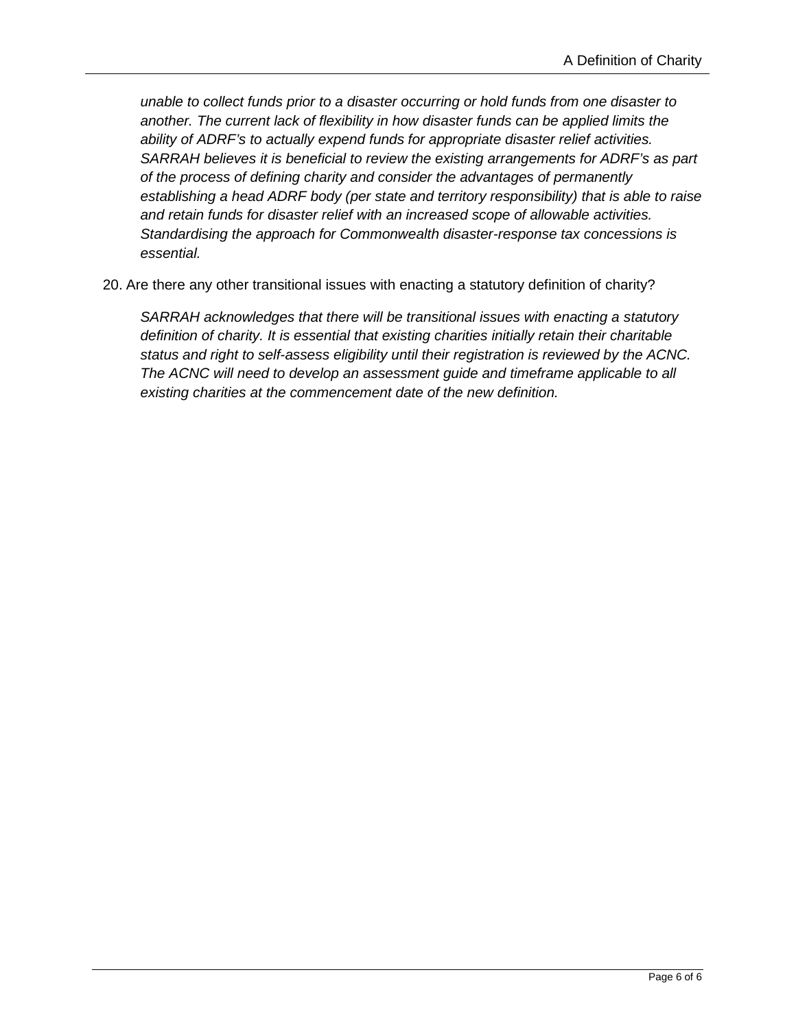*unable to collect funds prior to a disaster occurring or hold funds from one disaster to another. The current lack of flexibility in how disaster funds can be applied limits the ability of ADRF's to actually expend funds for appropriate disaster relief activities. SARRAH believes it is beneficial to review the existing arrangements for ADRF's as part of the process of defining charity and consider the advantages of permanently establishing a head ADRF body (per state and territory responsibility) that is able to raise and retain funds for disaster relief with an increased scope of allowable activities. Standardising the approach for Commonwealth disaster-response tax concessions is essential.*

20. Are there any other transitional issues with enacting a statutory definition of charity?

*SARRAH acknowledges that there will be transitional issues with enacting a statutory definition of charity. It is essential that existing charities initially retain their charitable status and right to self-assess eligibility until their registration is reviewed by the ACNC. The ACNC will need to develop an assessment guide and timeframe applicable to all existing charities at the commencement date of the new definition.*